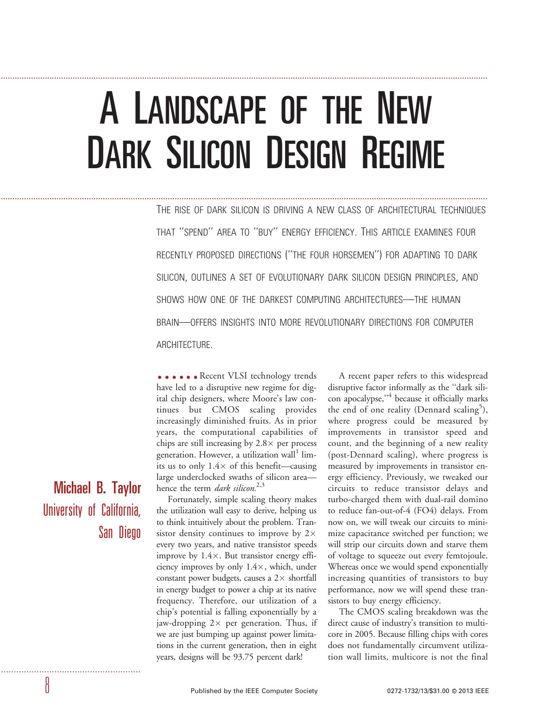# A Landscape of the New Dark Silicon Design Regime

Michael B. Taylor
University of California, San Diego

THE RISE OF DARK SILICON IS DRIVING A NEW CLASS OF ARCHITECTURAL TECHNIQUES THAT "SPEND" AREA TO "BUY" ENERGY EFFICIENCY. THIS ARTICLE EXAMINES FOUR RECENTLY PROPOSED DIRECTIONS ("THE FOUR HORSEMEN") FOR ADAPTING TO DARK SILICON, OUTLINES A SET OF EVOLUTIONARY DARK SILICON DESIGN PRINCIPLES, AND SHOWS HOW ONE OF THE DARKEST COMPUTING ARCHITECTURES—THE HUMAN BRAIN—OFFERS INSIGHTS INTO MORE REVOLUTIONARY DIRECTIONS FOR COMPUTER ARCHITECTURE.

Recent VLSI technology trends have led to a disruptive new regime for digital chip designers, where Moore's law continues but CMOS scaling provides increasingly diminished fruits. As in prior years, the computational capabilities of chips are still increasing by 2.8× per process generation. However, a utilization wall[1] limits us to only 1.4× of this benefit—causing large underclocked swaths of silicon area—hence the term *dark silicon*.[2,3]

Fortunately, simple scaling theory makes the utilization wall easy to derive, helping us to think intuitively about the problem. Transistor density continues to improve by 2× every two years, and native transistor speeds improve by 1.4×. But transistor energy efficiency improves by only 1.4×, which, under constant power budgets, causes a 2× shortfall in energy budget to power a chip at its native frequency. Therefore, our utilization of a chip's potential is falling exponentially by a jaw-dropping 2× per generation. Thus, if we are just bumping up against power limitations in the current generation, then in eight years, designs will be 93.75 percent dark!

A recent paper refers to this widespread disruptive factor informally as the "dark silicon apocalypse,"[4] because it officially marks the end of one reality (Dennard scaling[5]), where progress could be measured by improvements in transistor speed and count, and the beginning of a new reality (post-Dennard scaling), where progress is measured by improvements in transistor energy efficiency. Previously, we tweaked our circuits to reduce transistor delays and turbo-charged them with dual-rail domino to reduce fan-out-of-4 (FO4) delays. From now on, we will tweak our circuits to minimize capacitance switched per function; we will strip our circuits down and starve them of voltage to squeeze out every femtojoule. Whereas once we would spend exponentially increasing quantities of transistors to buy performance, now we will spend these transistors to buy energy efficiency.

The CMOS scaling breakdown was the direct cause of industry's transition to multicore in 2005. Because filling chips with cores does not fundamentally circumvent utilization wall limits, multicore is not the final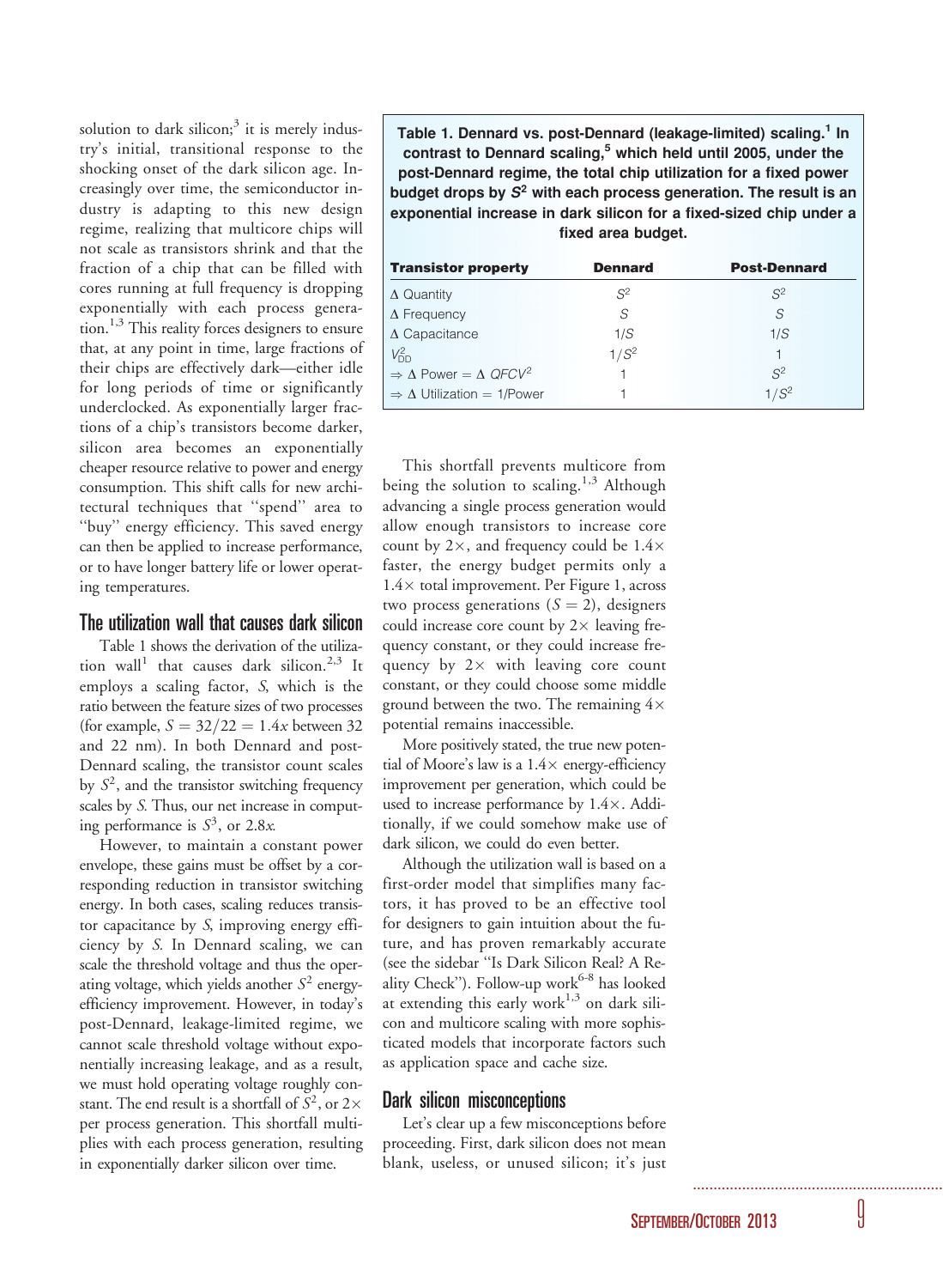solution to dark silicon;[3] it is merely industry's initial, transitional response to the shocking onset of the dark silicon age. Increasingly over time, the semiconductor industry is adapting to this new design regime, realizing that multicore chips will not scale as transistors shrink and that the fraction of a chip that can be filled with cores running at full frequency is dropping exponentially with each process generation.[1,3] This reality forces designers to ensure that, at any point in time, large fractions of their chips are effectively dark—either idle for long periods of time or significantly underclocked. As exponentially larger fractions of a chip's transistors become darker, silicon area becomes an exponentially cheaper resource relative to power and energy consumption. This shift calls for new architectural techniques that "spend" area to "buy" energy efficiency. This saved energy can then be applied to increase performance, or to have longer battery life or lower operating temperatures.

## The utilization wall that causes dark silicon

Table 1 shows the derivation of the utilization wall[1] that causes dark silicon.[2,3] It employs a scaling factor, $S$, which is the ratio between the feature sizes of two processes (for example, $S = 32/22 = 1.4x$ between 32 and 22 nm). In both Dennard and post-Dennard scaling, the transistor count scales by $S^2$, and the transistor switching frequency scales by $S$. Thus, our net increase in computing performance is $S^3$, or $2.8x$.

However, to maintain a constant power envelope, these gains must be offset by a corresponding reduction in transistor switching energy. In both cases, scaling reduces transistor capacitance by $S$, improving energy efficiency by $S$. In Dennard scaling, we can scale the threshold voltage and thus the operating voltage, which yields another $S^2$ energy-efficiency improvement. However, in today's post-Dennard, leakage-limited regime, we cannot scale threshold voltage without exponentially increasing leakage, and as a result, we must hold operating voltage roughly constant. The end result is a shortfall of $S^2$, or $2\times$ per process generation. This shortfall multiplies with each process generation, resulting in exponentially darker silicon over time.

**Table 1. Dennard vs. post-Dennard (leakage-limited) scaling.[1] In contrast to Dennard scaling,[5] which held until 2005, under the post-Dennard regime, the total chip utilization for a fixed power budget drops by $S^2$ with each process generation. The result is an exponential increase in dark silicon for a fixed-sized chip under a fixed area budget.**

| Transistor property | Dennard | Post-Dennard |
|---|---|---|
| $\Delta$ Quantity | $S^2$ | $S^2$ |
| $\Delta$ Frequency | $S$ | $S$ |
| $\Delta$ Capacitance | $1/S$ | $1/S$ |
| $V_{DD}^2$ | $1/S^2$ | 1 |
| $\Rightarrow \Delta$ Power $= \Delta\, QFCV^2$ | 1 | $S^2$ |
| $\Rightarrow \Delta$ Utilization = 1/Power | 1 | $1/S^2$ |

This shortfall prevents multicore from being the solution to scaling.[1,3] Although advancing a single process generation would allow enough transistors to increase core count by $2\times$, and frequency could be $1.4\times$ faster, the energy budget permits only a $1.4\times$ total improvement. Per Figure 1, across two process generations ($S = 2$), designers could increase core count by $2\times$ leaving frequency constant, or they could increase frequency by $2\times$ with leaving core count constant, or they could choose some middle ground between the two. The remaining $4\times$ potential remains inaccessible.

More positively stated, the true new potential of Moore's law is a $1.4\times$ energy-efficiency improvement per generation, which could be used to increase performance by $1.4\times$. Additionally, if we could somehow make use of dark silicon, we could do even better.

Although the utilization wall is based on a first-order model that simplifies many factors, it has proved to be an effective tool for designers to gain intuition about the future, and has proven remarkably accurate (see the sidebar "Is Dark Silicon Real? A Reality Check"). Follow-up work[6-8] has looked at extending this early work[1,3] on dark silicon and multicore scaling with more sophisticated models that incorporate factors such as application space and cache size.

## Dark silicon misconceptions

Let's clear up a few misconceptions before proceeding. First, dark silicon does not mean blank, useless, or unused silicon; it's just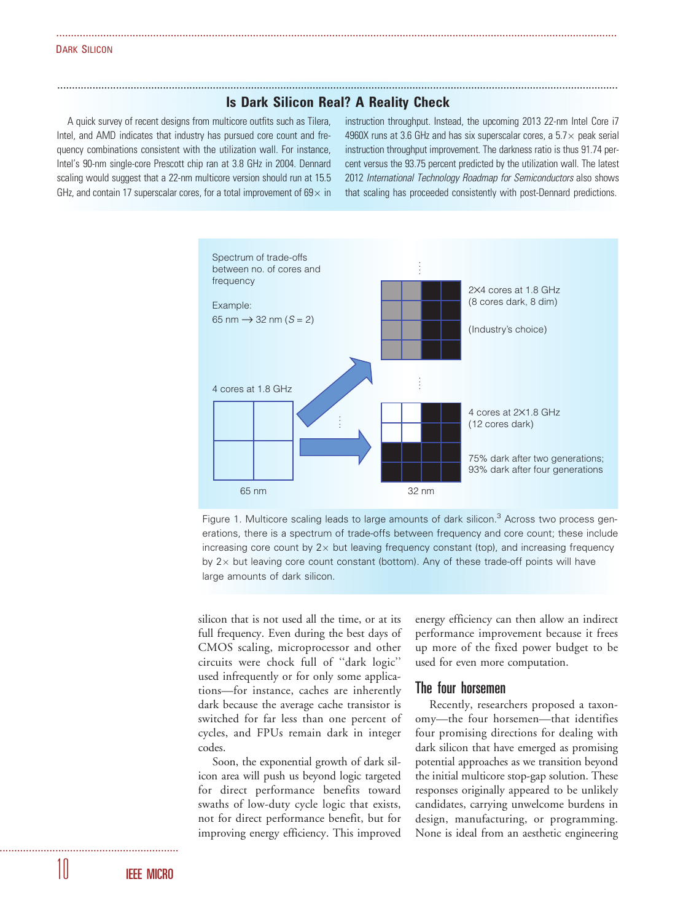### Is Dark Silicon Real? A Reality Check

A quick survey of recent designs from multicore outfits such as Tilera, Intel, and AMD indicates that industry has pursued core count and frequency combinations consistent with the utilization wall. For instance, Intel's 90-nm single-core Prescott chip ran at 3.8 GHz in 2004. Dennard scaling would suggest that a 22-nm multicore version should run at 15.5 GHz, and contain 17 superscalar cores, for a total improvement of 69× in instruction throughput. Instead, the upcoming 2013 22-nm Intel Core i7 4960X runs at 3.6 GHz and has six superscalar cores, a 5.7× peak serial instruction throughput improvement. The darkness ratio is thus 91.74 percent versus the 93.75 percent predicted by the utilization wall. The latest 2012 *International Technology Roadmap for Semiconductors* also shows that scaling has proceeded consistently with post-Dennard predictions.

Figure 1. Multicore scaling leads to large amounts of dark silicon.[3] Across two process generations, there is a spectrum of trade-offs between frequency and core count; these include increasing core count by 2× but leaving frequency constant (top), and increasing frequency by 2× but leaving core count constant (bottom). Any of these trade-off points will have large amounts of dark silicon.

silicon that is not used all the time, or at its full frequency. Even during the best days of CMOS scaling, microprocessor and other circuits were chock full of "dark logic" used infrequently or for only some applications—for instance, caches are inherently dark because the average cache transistor is switched for far less than one percent of cycles, and FPUs remain dark in integer codes.

Soon, the exponential growth of dark silicon area will push us beyond logic targeted for direct performance benefits toward swaths of low-duty cycle logic that exists, not for direct performance benefit, but for improving energy efficiency. This improved energy efficiency can then allow an indirect performance improvement because it frees up more of the fixed power budget to be used for even more computation.

## The four horsemen

Recently, researchers proposed a taxonomy—the four horsemen—that identifies four promising directions for dealing with dark silicon that have emerged as promising potential approaches as we transition beyond the initial multicore stop-gap solution. These responses originally appeared to be unlikely candidates, carrying unwelcome burdens in design, manufacturing, or programming. None is ideal from an aesthetic engineering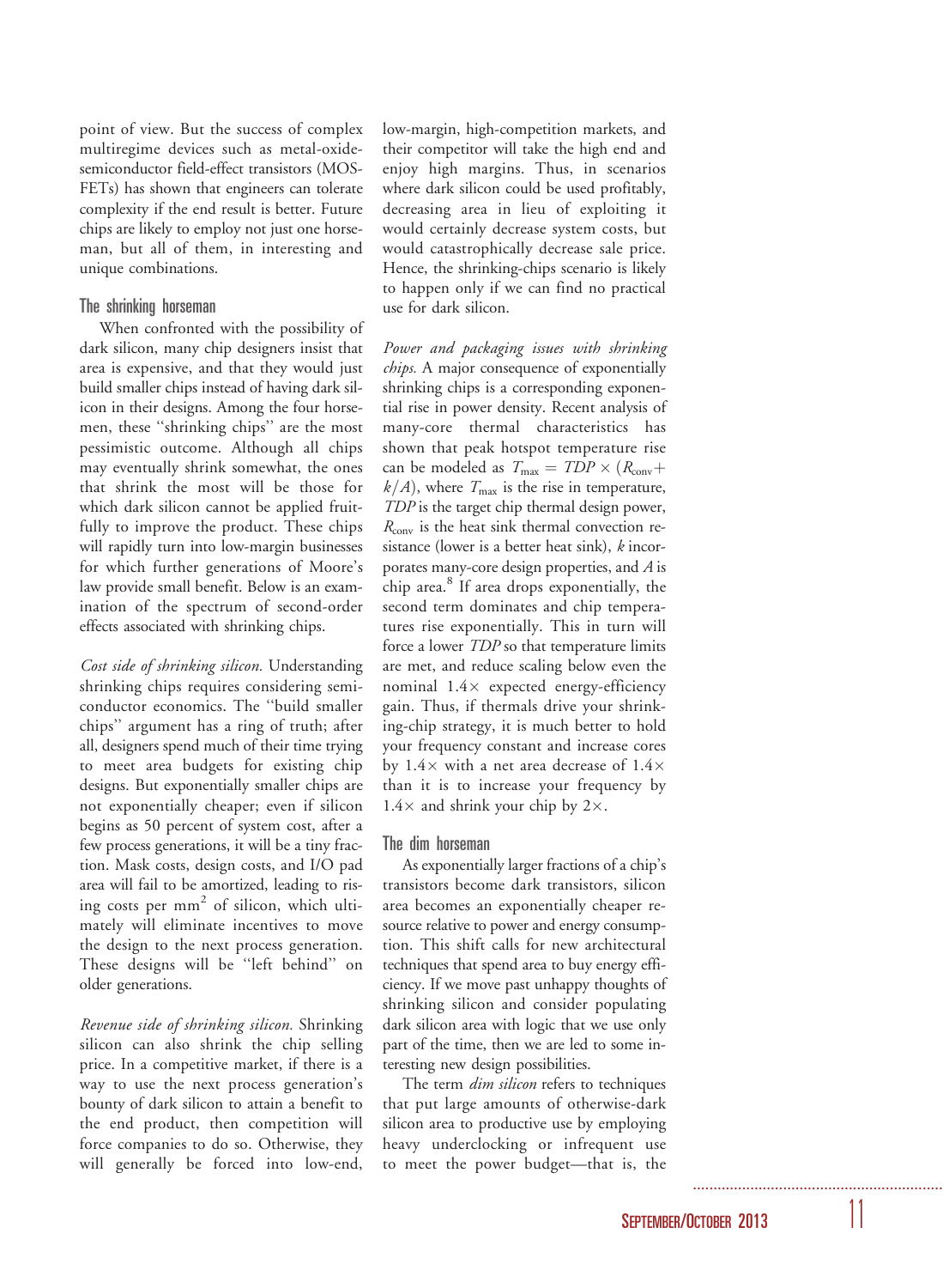point of view. But the success of complex multiregime devices such as metal-oxide-semiconductor field-effect transistors (MOSFETs) has shown that engineers can tolerate complexity if the end result is better. Future chips are likely to employ not just one horseman, but all of them, in interesting and unique combinations.

## The shrinking horseman

When confronted with the possibility of dark silicon, many chip designers insist that area is expensive, and that they would just build smaller chips instead of having dark silicon in their designs. Among the four horsemen, these "shrinking chips" are the most pessimistic outcome. Although all chips may eventually shrink somewhat, the ones that shrink the most will be those for which dark silicon cannot be applied fruitfully to improve the product. These chips will rapidly turn into low-margin businesses for which further generations of Moore's law provide small benefit. Below is an examination of the spectrum of second-order effects associated with shrinking chips.

*Cost side of shrinking silicon.* Understanding shrinking chips requires considering semiconductor economics. The "build smaller chips" argument has a ring of truth; after all, designers spend much of their time trying to meet area budgets for existing chip designs. But exponentially smaller chips are not exponentially cheaper; even if silicon begins as 50 percent of system cost, after a few process generations, it will be a tiny fraction. Mask costs, design costs, and I/O pad area will fail to be amortized, leading to rising costs per $mm^2$ of silicon, which ultimately will eliminate incentives to move the design to the next process generation. These designs will be "left behind" on older generations.

*Revenue side of shrinking silicon.* Shrinking silicon can also shrink the chip selling price. In a competitive market, if there is a way to use the next process generation's bounty of dark silicon to attain a benefit to the end product, then competition will force companies to do so. Otherwise, they will generally be forced into low-end, low-margin, high-competition markets, and their competitor will take the high end and enjoy high margins. Thus, in scenarios where dark silicon could be used profitably, decreasing area in lieu of exploiting it would certainly decrease system costs, but would catastrophically decrease sale price. Hence, the shrinking-chips scenario is likely to happen only if we can find no practical use for dark silicon.

*Power and packaging issues with shrinking chips.* A major consequence of exponentially shrinking chips is a corresponding exponential rise in power density. Recent analysis of many-core thermal characteristics has shown that peak hotspot temperature rise can be modeled as $T_{\max} = TDP \times (R_{\text{conv}} + k/A)$, where $T_{\max}$ is the rise in temperature, $TDP$ is the target chip thermal design power, $R_{\text{conv}}$ is the heat sink thermal convection resistance (lower is a better heat sink), $k$ incorporates many-core design properties, and $A$ is chip area.[8] If area drops exponentially, the second term dominates and chip temperatures rise exponentially. This in turn will force a lower $TDP$ so that temperature limits are met, and reduce scaling below even the nominal $1.4\times$ expected energy-efficiency gain. Thus, if thermals drive your shrinking-chip strategy, it is much better to hold your frequency constant and increase cores by $1.4\times$ with a net area decrease of $1.4\times$ than it is to increase your frequency by $1.4\times$ and shrink your chip by $2\times$.

## The dim horseman

As exponentially larger fractions of a chip's transistors become dark transistors, silicon area becomes an exponentially cheaper resource relative to power and energy consumption. This shift calls for new architectural techniques that spend area to buy energy efficiency. If we move past unhappy thoughts of shrinking silicon and consider populating dark silicon area with logic that we use only part of the time, then we are led to some interesting new design possibilities.

The term *dim silicon* refers to techniques that put large amounts of otherwise-dark silicon area to productive use by employing heavy underclocking or infrequent use to meet the power budget—that is, the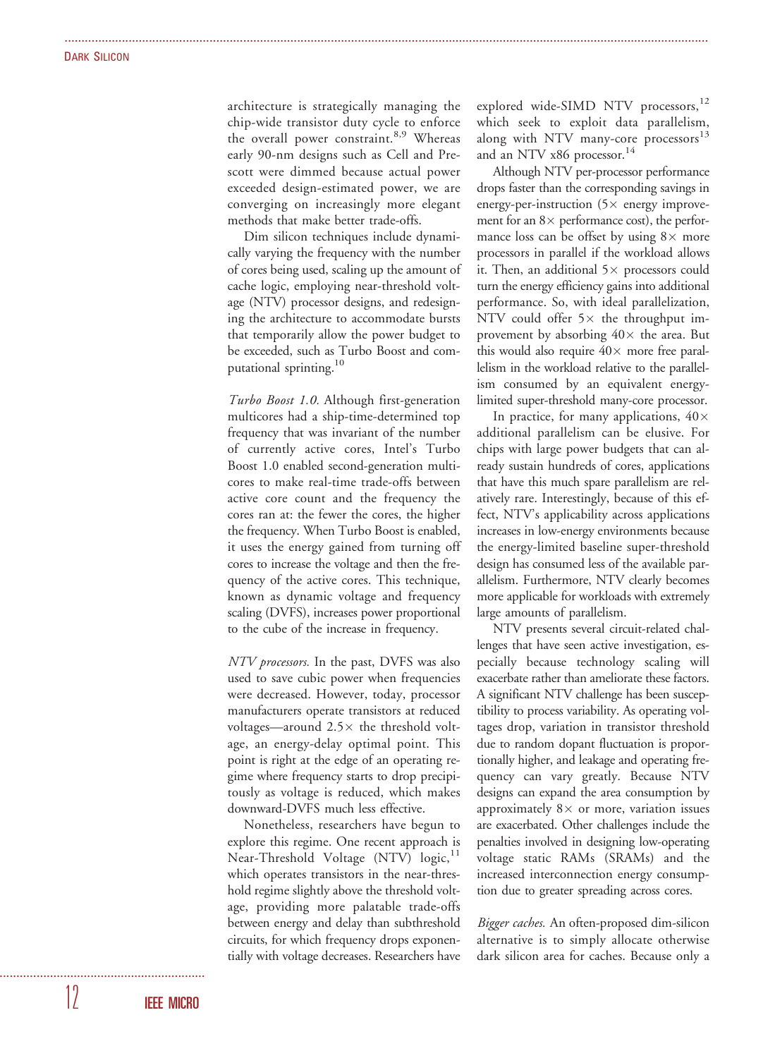architecture is strategically managing the chip-wide transistor duty cycle to enforce the overall power constraint.[8,9] Whereas early 90-nm designs such as Cell and Prescott were dimmed because actual power exceeded design-estimated power, we are converging on increasingly more elegant methods that make better trade-offs.

Dim silicon techniques include dynamically varying the frequency with the number of cores being used, scaling up the amount of cache logic, employing near-threshold voltage (NTV) processor designs, and redesigning the architecture to accommodate bursts that temporarily allow the power budget to be exceeded, such as Turbo Boost and computational sprinting.[10]

*Turbo Boost 1.0.* Although first-generation multicores had a ship-time-determined top frequency that was invariant of the number of currently active cores, Intel's Turbo Boost 1.0 enabled second-generation multicores to make real-time trade-offs between active core count and the frequency the cores ran at: the fewer the cores, the higher the frequency. When Turbo Boost is enabled, it uses the energy gained from turning off cores to increase the voltage and then the frequency of the active cores. This technique, known as dynamic voltage and frequency scaling (DVFS), increases power proportional to the cube of the increase in frequency.

*NTV processors.* In the past, DVFS was also used to save cubic power when frequencies were decreased. However, today, processor manufacturers operate transistors at reduced voltages—around $2.5\times$ the threshold voltage, an energy-delay optimal point. This point is right at the edge of an operating regime where frequency starts to drop precipitously as voltage is reduced, which makes downward-DVFS much less effective.

Nonetheless, researchers have begun to explore this regime. One recent approach is Near-Threshold Voltage (NTV) logic,[11] which operates transistors in the near-threshold regime slightly above the threshold voltage, providing more palatable trade-offs between energy and delay than subthreshold circuits, for which frequency drops exponentially with voltage decreases. Researchers have explored wide-SIMD NTV processors,[12] which seek to exploit data parallelism, along with NTV many-core processors[13] and an NTV x86 processor.[14]

Although NTV per-processor performance drops faster than the corresponding savings in energy-per-instruction ($5\times$ energy improvement for an $8\times$ performance cost), the performance loss can be offset by using $8\times$ more processors in parallel if the workload allows it. Then, an additional $5\times$ processors could turn the energy efficiency gains into additional performance. So, with ideal parallelization, NTV could offer $5\times$ the throughput improvement by absorbing $40\times$ the area. But this would also require $40\times$ more free parallelism in the workload relative to the parallelism consumed by an equivalent energy-limited super-threshold many-core processor.

In practice, for many applications, $40\times$ additional parallelism can be elusive. For chips with large power budgets that can already sustain hundreds of cores, applications that have this much spare parallelism are relatively rare. Interestingly, because of this effect, NTV's applicability across applications increases in low-energy environments because the energy-limited baseline super-threshold design has consumed less of the available parallelism. Furthermore, NTV clearly becomes more applicable for workloads with extremely large amounts of parallelism.

NTV presents several circuit-related challenges that have seen active investigation, especially because technology scaling will exacerbate rather than ameliorate these factors. A significant NTV challenge has been susceptibility to process variability. As operating voltages drop, variation in transistor threshold due to random dopant fluctuation is proportionally higher, and leakage and operating frequency can vary greatly. Because NTV designs can expand the area consumption by approximately $8\times$ or more, variation issues are exacerbated. Other challenges include the penalties involved in designing low-operating voltage static RAMs (SRAMs) and the increased interconnection energy consumption due to greater spreading across cores.

*Bigger caches.* An often-proposed dim-silicon alternative is to simply allocate otherwise dark silicon area for caches. Because only a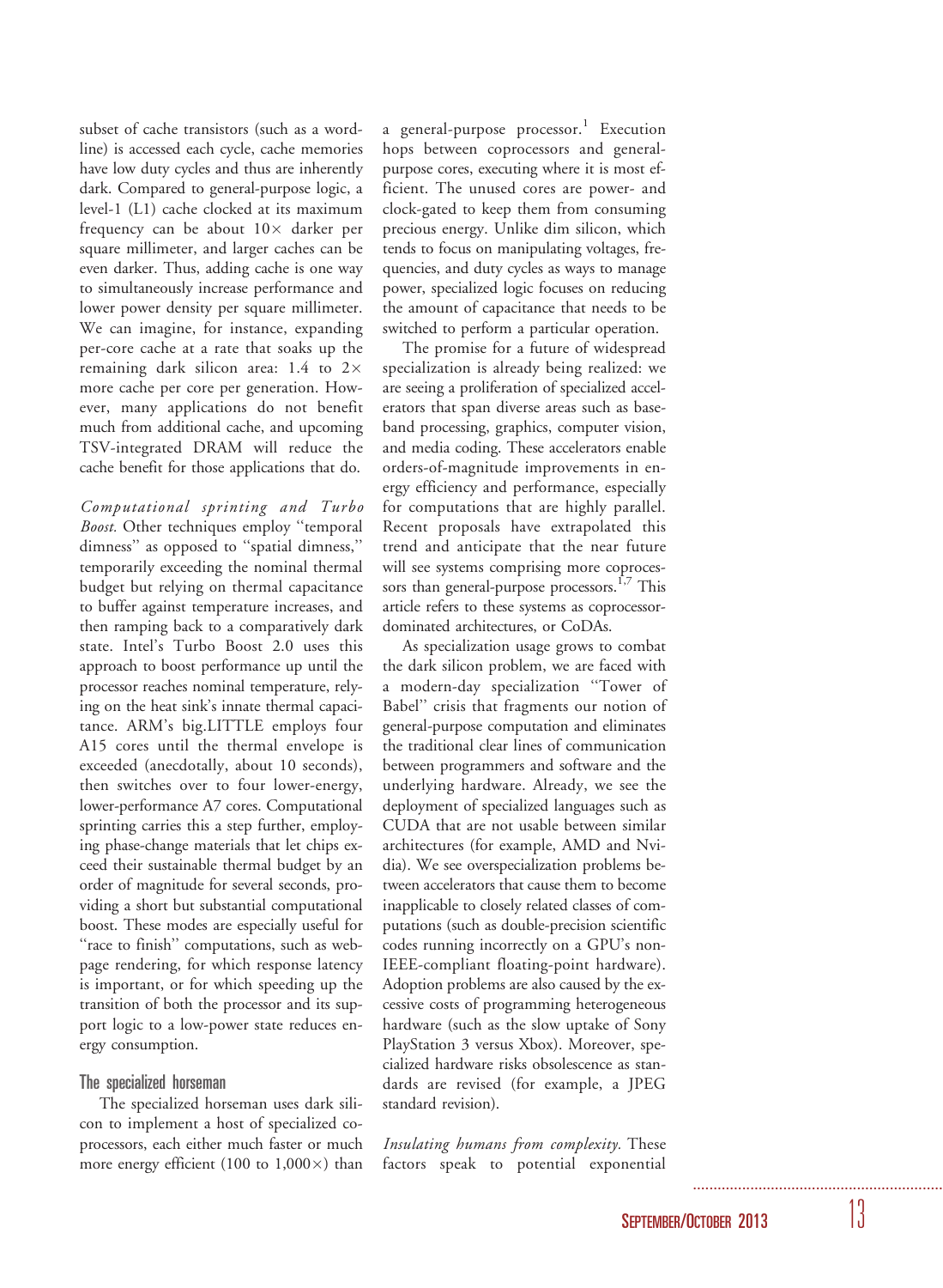subset of cache transistors (such as a wordline) is accessed each cycle, cache memories have low duty cycles and thus are inherently dark. Compared to general-purpose logic, a level-1 (L1) cache clocked at its maximum frequency can be about 10× darker per square millimeter, and larger caches can be even darker. Thus, adding cache is one way to simultaneously increase performance and lower power density per square millimeter. We can imagine, for instance, expanding per-core cache at a rate that soaks up the remaining dark silicon area: 1.4 to 2× more cache per core per generation. However, many applications do not benefit much from additional cache, and upcoming TSV-integrated DRAM will reduce the cache benefit for those applications that do.

*Computational sprinting and Turbo Boost.* Other techniques employ "temporal dimness" as opposed to "spatial dimness," temporarily exceeding the nominal thermal budget but relying on thermal capacitance to buffer against temperature increases, and then ramping back to a comparatively dark state. Intel's Turbo Boost 2.0 uses this approach to boost performance up until the processor reaches nominal temperature, relying on the heat sink's innate thermal capacitance. ARM's big.LITTLE employs four A15 cores until the thermal envelope is exceeded (anecdotally, about 10 seconds), then switches over to four lower-energy, lower-performance A7 cores. Computational sprinting carries this a step further, employing phase-change materials that let chips exceed their sustainable thermal budget by an order of magnitude for several seconds, providing a short but substantial computational boost. These modes are especially useful for "race to finish" computations, such as webpage rendering, for which response latency is important, or for which speeding up the transition of both the processor and its support logic to a low-power state reduces energy consumption.

### The specialized horseman

The specialized horseman uses dark silicon to implement a host of specialized coprocessors, each either much faster or much more energy efficient (100 to 1,000×) than a general-purpose processor.[1] Execution hops between coprocessors and general-purpose cores, executing where it is most efficient. The unused cores are power- and clock-gated to keep them from consuming precious energy. Unlike dim silicon, which tends to focus on manipulating voltages, frequencies, and duty cycles as ways to manage power, specialized logic focuses on reducing the amount of capacitance that needs to be switched to perform a particular operation.

The promise for a future of widespread specialization is already being realized: we are seeing a proliferation of specialized accelerators that span diverse areas such as baseband processing, graphics, computer vision, and media coding. These accelerators enable orders-of-magnitude improvements in energy efficiency and performance, especially for computations that are highly parallel. Recent proposals have extrapolated this trend and anticipate that the near future will see systems comprising more coprocessors than general-purpose processors.[1,7] This article refers to these systems as coprocessor-dominated architectures, or CoDAs.

As specialization usage grows to combat the dark silicon problem, we are faced with a modern-day specialization "Tower of Babel" crisis that fragments our notion of general-purpose computation and eliminates the traditional clear lines of communication between programmers and software and the underlying hardware. Already, we see the deployment of specialized languages such as CUDA that are not usable between similar architectures (for example, AMD and Nvidia). We see overspecialization problems between accelerators that cause them to become inapplicable to closely related classes of computations (such as double-precision scientific codes running incorrectly on a GPU's non-IEEE-compliant floating-point hardware). Adoption problems are also caused by the excessive costs of programming heterogeneous hardware (such as the slow uptake of Sony PlayStation 3 versus Xbox). Moreover, specialized hardware risks obsolescence as standards are revised (for example, a JPEG standard revision).

*Insulating humans from complexity.* These factors speak to potential exponential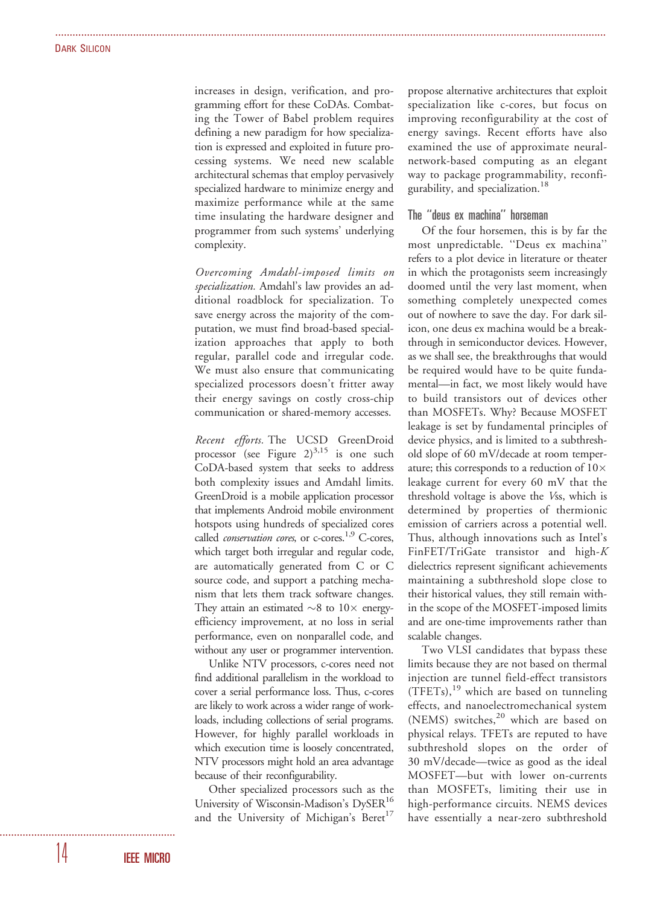increases in design, verification, and programming effort for these CoDAs. Combating the Tower of Babel problem requires defining a new paradigm for how specialization is expressed and exploited in future processing systems. We need new scalable architectural schemas that employ pervasively specialized hardware to minimize energy and maximize performance while at the same time insulating the hardware designer and programmer from such systems' underlying complexity.

*Overcoming Amdahl-imposed limits on specialization.* Amdahl's law provides an additional roadblock for specialization. To save energy across the majority of the computation, we must find broad-based specialization approaches that apply to both regular, parallel code and irregular code. We must also ensure that communicating specialized processors doesn't fritter away their energy savings on costly cross-chip communication or shared-memory accesses.

*Recent efforts.* The UCSD GreenDroid processor (see Figure 2)[3,15] is one such CoDA-based system that seeks to address both complexity issues and Amdahl limits. GreenDroid is a mobile application processor that implements Android mobile environment hotspots using hundreds of specialized cores called *conservation cores*, or c-cores.[1,9] C-cores, which target both irregular and regular code, are automatically generated from C or C source code, and support a patching mechanism that lets them track software changes. They attain an estimated ~8 to 10× energy-efficiency improvement, at no loss in serial performance, even on nonparallel code, and without any user or programmer intervention.

Unlike NTV processors, c-cores need not find additional parallelism in the workload to cover a serial performance loss. Thus, c-cores are likely to work across a wider range of workloads, including collections of serial programs. However, for highly parallel workloads in which execution time is loosely concentrated, NTV processors might hold an area advantage because of their reconfigurability.

Other specialized processors such as the University of Wisconsin-Madison's DySER[16] and the University of Michigan's Beret[17] propose alternative architectures that exploit specialization like c-cores, but focus on improving reconfigurability at the cost of energy savings. Recent efforts have also examined the use of approximate neural-network-based computing as an elegant way to package programmability, reconfigurability, and specialization.[18]

### The "deus ex machina" horseman

Of the four horsemen, this is by far the most unpredictable. "Deus ex machina" refers to a plot device in literature or theater in which the protagonists seem increasingly doomed until the very last moment, when something completely unexpected comes out of nowhere to save the day. For dark silicon, one deus ex machina would be a breakthrough in semiconductor devices. However, as we shall see, the breakthroughs that would be required would have to be quite fundamental—in fact, we most likely would have to build transistors out of devices other than MOSFETs. Why? Because MOSFET leakage is set by fundamental principles of device physics, and is limited to a subthreshold slope of 60 mV/decade at room temperature; this corresponds to a reduction of 10× leakage current for every 60 mV that the threshold voltage is above the *V*ss, which is determined by properties of thermionic emission of carriers across a potential well. Thus, although innovations such as Intel's FinFET/TriGate transistor and high-*K* dielectrics represent significant achievements maintaining a subthreshold slope close to their historical values, they still remain within the scope of the MOSFET-imposed limits and are one-time improvements rather than scalable changes.

Two VLSI candidates that bypass these limits because they are not based on thermal injection are tunnel field-effect transistors (TFETs),[19] which are based on tunneling effects, and nanoelectromechanical system (NEMS) switches,[20] which are based on physical relays. TFETs are reputed to have subthreshold slopes on the order of 30 mV/decade—twice as good as the ideal MOSFET—but with lower on-currents than MOSFETs, limiting their use in high-performance circuits. NEMS devices have essentially a near-zero subthreshold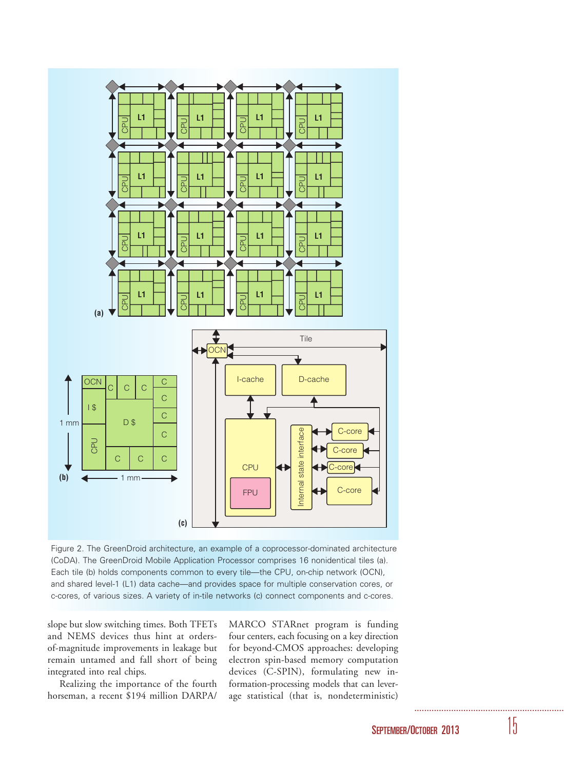Figure 2. The GreenDroid architecture, an example of a coprocessor-dominated architecture (CoDA). The GreenDroid Mobile Application Processor comprises 16 nonidentical tiles (a). Each tile (b) holds components common to every tile—the CPU, on-chip network (OCN), and shared level-1 (L1) data cache—and provides space for multiple conservation cores, or c-cores, of various sizes. A variety of in-tile networks (c) connect components and c-cores.

slope but slow switching times. Both TFETs and NEMS devices thus hint at orders-of-magnitude improvements in leakage but remain untamed and fall short of being integrated into real chips.

Realizing the importance of the fourth horseman, a recent $194 million DARPA/MARCO STARnet program is funding four centers, each focusing on a key direction for beyond-CMOS approaches: developing electron spin-based memory computation devices (C-SPIN), formulating new information-processing models that can leverage statistical (that is, nondeterministic)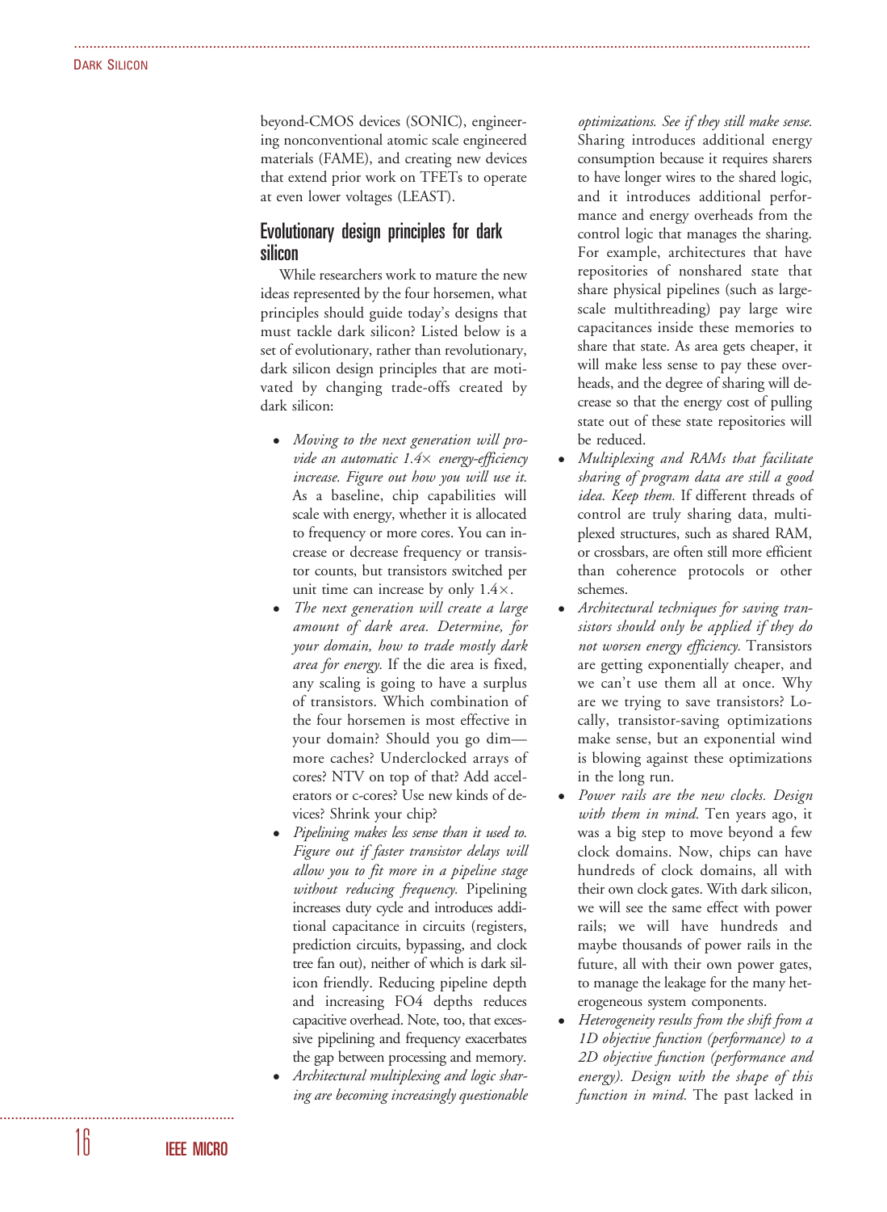beyond-CMOS devices (SONIC), engineering nonconventional atomic scale engineered materials (FAME), and creating new devices that extend prior work on TFETs to operate at even lower voltages (LEAST).

## Evolutionary design principles for dark silicon

While researchers work to mature the new ideas represented by the four horsemen, what principles should guide today's designs that must tackle dark silicon? Listed below is a set of evolutionary, rather than revolutionary, dark silicon design principles that are motivated by changing trade-offs created by dark silicon:

- *Moving to the next generation will provide an automatic 1.4× energy-efficiency increase. Figure out how you will use it.* As a baseline, chip capabilities will scale with energy, whether it is allocated to frequency or more cores. You can increase or decrease frequency or transistor counts, but transistors switched per unit time can increase by only 1.4×.
- *The next generation will create a large amount of dark area. Determine, for your domain, how to trade mostly dark area for energy.* If the die area is fixed, any scaling is going to have a surplus of transistors. Which combination of the four horsemen is most effective in your domain? Should you go dim—more caches? Underclocked arrays of cores? NTV on top of that? Add accelerators or c-cores? Use new kinds of devices? Shrink your chip?
- *Pipelining makes less sense than it used to. Figure out if faster transistor delays will allow you to fit more in a pipeline stage without reducing frequency.* Pipelining increases duty cycle and introduces additional capacitance in circuits (registers, prediction circuits, bypassing, and clock tree fan out), neither of which is dark silicon friendly. Reducing pipeline depth and increasing FO4 depths reduces capacitive overhead. Note, too, that excessive pipelining and frequency exacerbates the gap between processing and memory.
- *Architectural multiplexing and logic sharing are becoming increasingly questionable optimizations. See if they still make sense.* Sharing introduces additional energy consumption because it requires sharers to have longer wires to the shared logic, and it introduces additional performance and energy overheads from the control logic that manages the sharing. For example, architectures that have repositories of nonshared state that share physical pipelines (such as large-scale multithreading) pay large wire capacitances inside these memories to share that state. As area gets cheaper, it will make less sense to pay these overheads, and the degree of sharing will decrease so that the energy cost of pulling state out of these state repositories will be reduced.
- *Multiplexing and RAMs that facilitate sharing of program data are still a good idea. Keep them.* If different threads of control are truly sharing data, multiplexed structures, such as shared RAM, or crossbars, are often still more efficient than coherence protocols or other schemes.
- *Architectural techniques for saving transistors should only be applied if they do not worsen energy efficiency.* Transistors are getting exponentially cheaper, and we can't use them all at once. Why are we trying to save transistors? Locally, transistor-saving optimizations make sense, but an exponential wind is blowing against these optimizations in the long run.
- *Power rails are the new clocks. Design with them in mind.* Ten years ago, it was a big step to move beyond a few clock domains. Now, chips can have hundreds of clock domains, all with their own clock gates. With dark silicon, we will see the same effect with power rails; we will have hundreds and maybe thousands of power rails in the future, all with their own power gates, to manage the leakage for the many heterogeneous system components.
- *Heterogeneity results from the shift from a 1D objective function (performance) to a 2D objective function (performance and energy). Design with the shape of this function in mind.* The past lacked in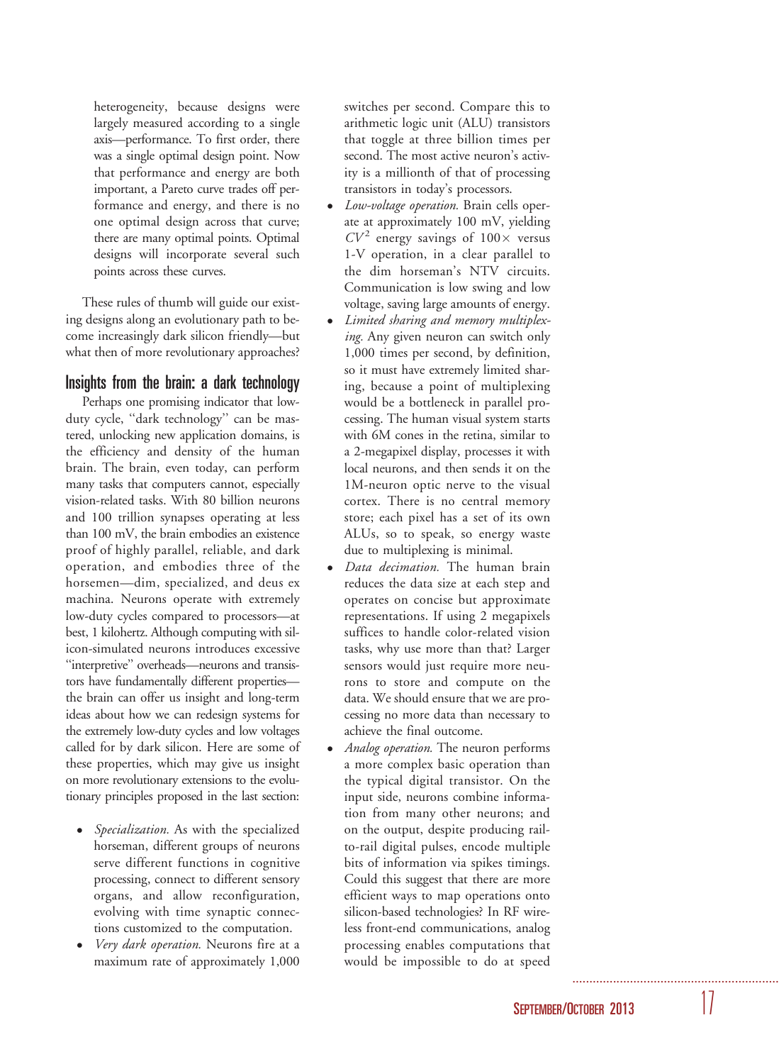heterogeneity, because designs were largely measured according to a single axis—performance. To first order, there was a single optimal design point. Now that performance and energy are both important, a Pareto curve trades off performance and energy, and there is no one optimal design across that curve; there are many optimal points. Optimal designs will incorporate several such points across these curves.

These rules of thumb will guide our existing designs along an evolutionary path to become increasingly dark silicon friendly—but what then of more revolutionary approaches?

## Insights from the brain: a dark technology

Perhaps one promising indicator that low-duty cycle, "dark technology" can be mastered, unlocking new application domains, is the efficiency and density of the human brain. The brain, even today, can perform many tasks that computers cannot, especially vision-related tasks. With 80 billion neurons and 100 trillion synapses operating at less than 100 mV, the brain embodies an existence proof of highly parallel, reliable, and dark operation, and embodies three of the horsemen—dim, specialized, and deus ex machina. Neurons operate with extremely low-duty cycles compared to processors—at best, 1 kilohertz. Although computing with silicon-simulated neurons introduces excessive "interpretive" overheads—neurons and transistors have fundamentally different properties—the brain can offer us insight and long-term ideas about how we can redesign systems for the extremely low-duty cycles and low voltages called for by dark silicon. Here are some of these properties, which may give us insight on more revolutionary extensions to the evolutionary principles proposed in the last section:

- *Specialization.* As with the specialized horseman, different groups of neurons serve different functions in cognitive processing, connect to different sensory organs, and allow reconfiguration, evolving with time synaptic connections customized to the computation.
- *Very dark operation.* Neurons fire at a maximum rate of approximately 1,000 switches per second. Compare this to arithmetic logic unit (ALU) transistors that toggle at three billion times per second. The most active neuron's activity is a millionth of that of processing transistors in today's processors.
- *Low-voltage operation.* Brain cells operate at approximately 100 mV, yielding $CV^2$ energy savings of $100\times$ versus 1-V operation, in a clear parallel to the dim horseman's NTV circuits. Communication is low swing and low voltage, saving large amounts of energy.
- *Limited sharing and memory multiplexing.* Any given neuron can switch only 1,000 times per second, by definition, so it must have extremely limited sharing, because a point of multiplexing would be a bottleneck in parallel processing. The human visual system starts with 6M cones in the retina, similar to a 2-megapixel display, processes it with local neurons, and then sends it on the 1M-neuron optic nerve to the visual cortex. There is no central memory store; each pixel has a set of its own ALUs, so to speak, so energy waste due to multiplexing is minimal.
- *Data decimation.* The human brain reduces the data size at each step and operates on concise but approximate representations. If using 2 megapixels suffices to handle color-related vision tasks, why use more than that? Larger sensors would just require more neurons to store and compute on the data. We should ensure that we are processing no more data than necessary to achieve the final outcome.
- *Analog operation.* The neuron performs a more complex basic operation than the typical digital transistor. On the input side, neurons combine information from many other neurons; and on the output, despite producing rail-to-rail digital pulses, encode multiple bits of information via spikes timings. Could this suggest that there are more efficient ways to map operations onto silicon-based technologies? In RF wireless front-end communications, analog processing enables computations that would be impossible to do at speed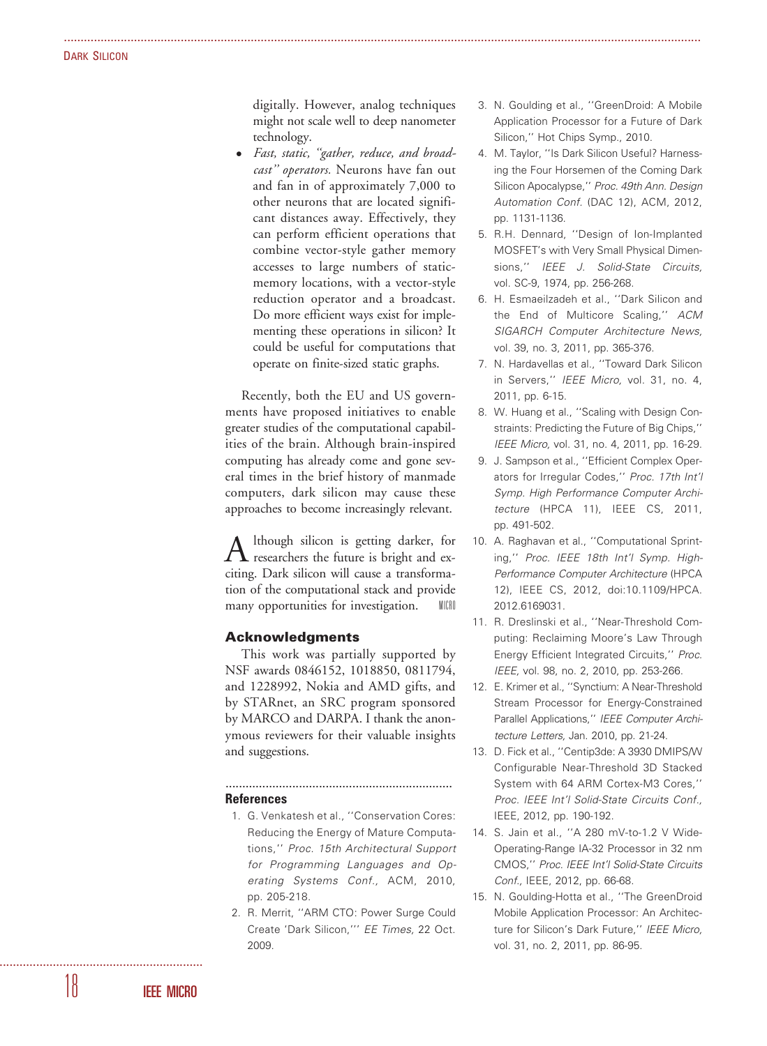digitally. However, analog techniques might not scale well to deep nanometer technology.

- *Fast, static, "gather, reduce, and broadcast" operators.* Neurons have fan out and fan in of approximately 7,000 to other neurons that are located significant distances away. Effectively, they can perform efficient operations that combine vector-style gather memory accesses to large numbers of static-memory locations, with a vector-style reduction operator and a broadcast. Do more efficient ways exist for implementing these operations in silicon? It could be useful for computations that operate on finite-sized static graphs.

Recently, both the EU and US governments have proposed initiatives to enable greater studies of the computational capabilities of the brain. Although brain-inspired computing has already come and gone several times in the brief history of manmade computers, dark silicon may cause these approaches to become increasingly relevant.

Although silicon is getting darker, for researchers the future is bright and exciting. Dark silicon will cause a transformation of the computational stack and provide many opportunities for investigation.

## Acknowledgments

This work was partially supported by NSF awards 0846152, 1018850, 0811794, and 1228992, Nokia and AMD gifts, and by STARnet, an SRC program sponsored by MARCO and DARPA. I thank the anonymous reviewers for their valuable insights and suggestions.

## References

1. G. Venkatesh et al., "Conservation Cores: Reducing the Energy of Mature Computations," *Proc. 15th Architectural Support for Programming Languages and Operating Systems Conf.*, ACM, 2010, pp. 205-218.
2. R. Merrit, "ARM CTO: Power Surge Could Create 'Dark Silicon,'" *EE Times*, 22 Oct. 2009.
3. N. Goulding et al., "GreenDroid: A Mobile Application Processor for a Future of Dark Silicon," Hot Chips Symp., 2010.
4. M. Taylor, "Is Dark Silicon Useful? Harnessing the Four Horsemen of the Coming Dark Silicon Apocalypse," *Proc. 49th Ann. Design Automation Conf.* (DAC 12), ACM, 2012, pp. 1131-1136.
5. R.H. Dennard, "Design of Ion-Implanted MOSFET's with Very Small Physical Dimensions," *IEEE J. Solid-State Circuits*, vol. SC-9, 1974, pp. 256-268.
6. H. Esmaeilzadeh et al., "Dark Silicon and the End of Multicore Scaling," *ACM SIGARCH Computer Architecture News*, vol. 39, no. 3, 2011, pp. 365-376.
7. N. Hardavellas et al., "Toward Dark Silicon in Servers," *IEEE Micro*, vol. 31, no. 4, 2011, pp. 6-15.
8. W. Huang et al., "Scaling with Design Constraints: Predicting the Future of Big Chips," *IEEE Micro*, vol. 31, no. 4, 2011, pp. 16-29.
9. J. Sampson et al., "Efficient Complex Operators for Irregular Codes," *Proc. 17th Int'l Symp. High Performance Computer Architecture* (HPCA 11), IEEE CS, 2011, pp. 491-502.
10. A. Raghavan et al., "Computational Sprinting," *Proc. IEEE 18th Int'l Symp. High-Performance Computer Architecture* (HPCA 12), IEEE CS, 2012, doi:10.1109/HPCA.2012.6169031.
11. R. Dreslinski et al., "Near-Threshold Computing: Reclaiming Moore's Law Through Energy Efficient Integrated Circuits," *Proc. IEEE*, vol. 98, no. 2, 2010, pp. 253-266.
12. E. Krimer et al., "Synctium: A Near-Threshold Stream Processor for Energy-Constrained Parallel Applications," *IEEE Computer Architecture Letters*, Jan. 2010, pp. 21-24.
13. D. Fick et al., "Centip3de: A 3930 DMIPS/W Configurable Near-Threshold 3D Stacked System with 64 ARM Cortex-M3 Cores," *Proc. IEEE Int'l Solid-State Circuits Conf.*, IEEE, 2012, pp. 190-192.
14. S. Jain et al., "A 280 mV-to-1.2 V Wide-Operating-Range IA-32 Processor in 32 nm CMOS," *Proc. IEEE Int'l Solid-State Circuits Conf.*, IEEE, 2012, pp. 66-68.
15. N. Goulding-Hotta et al., "The GreenDroid Mobile Application Processor: An Architecture for Silicon's Dark Future," *IEEE Micro*, vol. 31, no. 2, 2011, pp. 86-95.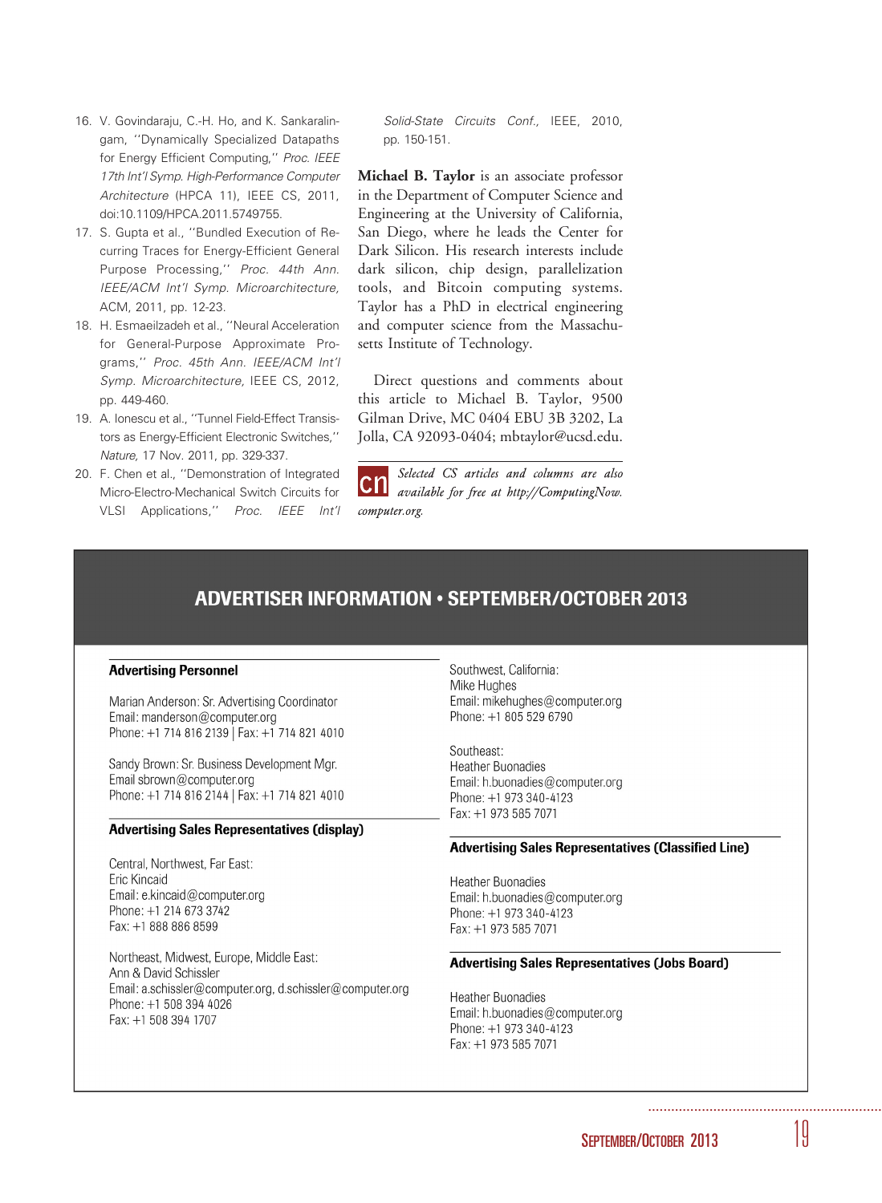16. V. Govindaraju, C.-H. Ho, and K. Sankaralingam, "Dynamically Specialized Datapaths for Energy Efficient Computing," *Proc. IEEE 17th Int'l Symp. High-Performance Computer Architecture* (HPCA 11), IEEE CS, 2011, doi:10.1109/HPCA.2011.5749755.
17. S. Gupta et al., "Bundled Execution of Recurring Traces for Energy-Efficient General Purpose Processing," *Proc. 44th Ann. IEEE/ACM Int'l Symp. Microarchitecture,* ACM, 2011, pp. 12-23.
18. H. Esmaeilzadeh et al., "Neural Acceleration for General-Purpose Approximate Programs," *Proc. 45th Ann. IEEE/ACM Int'l Symp. Microarchitecture,* IEEE CS, 2012, pp. 449-460.
19. A. Ionescu et al., "Tunnel Field-Effect Transistors as Energy-Efficient Electronic Switches," *Nature,* 17 Nov. 2011, pp. 329-337.
20. F. Chen et al., "Demonstration of Integrated Micro-Electro-Mechanical Switch Circuits for VLSI Applications," *Proc. IEEE Int'l Solid-State Circuits Conf.,* IEEE, 2010, pp. 150-151.

**Michael B. Taylor** is an associate professor in the Department of Computer Science and Engineering at the University of California, San Diego, where he leads the Center for Dark Silicon. His research interests include dark silicon, chip design, parallelization tools, and Bitcoin computing systems. Taylor has a PhD in electrical engineering and computer science from the Massachusetts Institute of Technology.

Direct questions and comments about this article to Michael B. Taylor, 9500 Gilman Drive, MC 0404 EBU 3B 3202, La Jolla, CA 92093-0404; mbtaylor@ucsd.edu.

*Selected CS articles and columns are also available for free at http://ComputingNow.computer.org.*

## ADVERTISER INFORMATION • SEPTEMBER/OCTOBER 2013

### Advertising Personnel

Marian Anderson: Sr. Advertising Coordinator
Email: manderson@computer.org
Phone: +1 714 816 2139 | Fax: +1 714 821 4010

Sandy Brown: Sr. Business Development Mgr.
Email sbrown@computer.org
Phone: +1 714 816 2144 | Fax: +1 714 821 4010

### Advertising Sales Representatives (display)

Central, Northwest, Far East:
Eric Kincaid
Email: e.kincaid@computer.org
Phone: +1 214 673 3742
Fax: +1 888 886 8599

Northeast, Midwest, Europe, Middle East:
Ann & David Schissler
Email: a.schissler@computer.org, d.schissler@computer.org
Phone: +1 508 394 4026
Fax: +1 508 394 1707

Southwest, California:
Mike Hughes
Email: mikehughes@computer.org
Phone: +1 805 529 6790

Southeast:
Heather Buonadies
Email: h.buonadies@computer.org
Phone: +1 973 340-4123
Fax: +1 973 585 7071

### Advertising Sales Representatives (Classified Line)

Heather Buonadies
Email: h.buonadies@computer.org
Phone: +1 973 340-4123
Fax: +1 973 585 7071

### Advertising Sales Representatives (Jobs Board)

Heather Buonadies
Email: h.buonadies@computer.org
Phone: +1 973 340-4123
Fax: +1 973 585 7071